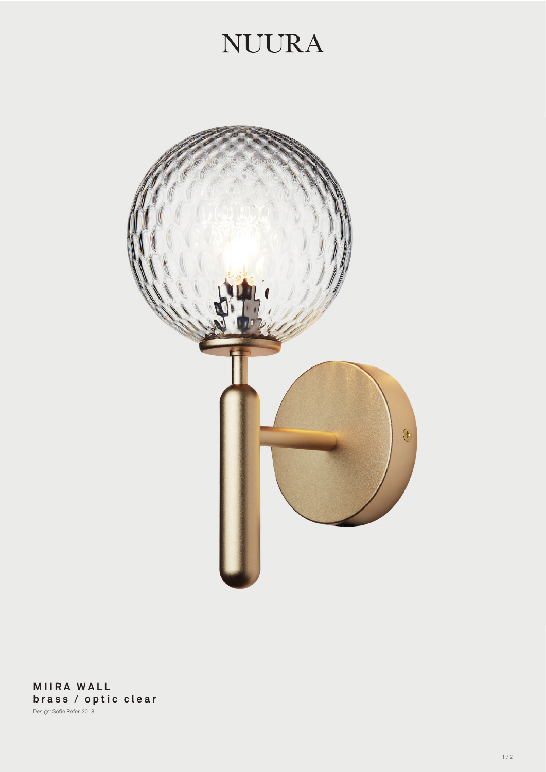# NUURA

**MIIRA WALL**
**brass / optic clear**

Design: Sofie Refer, 2018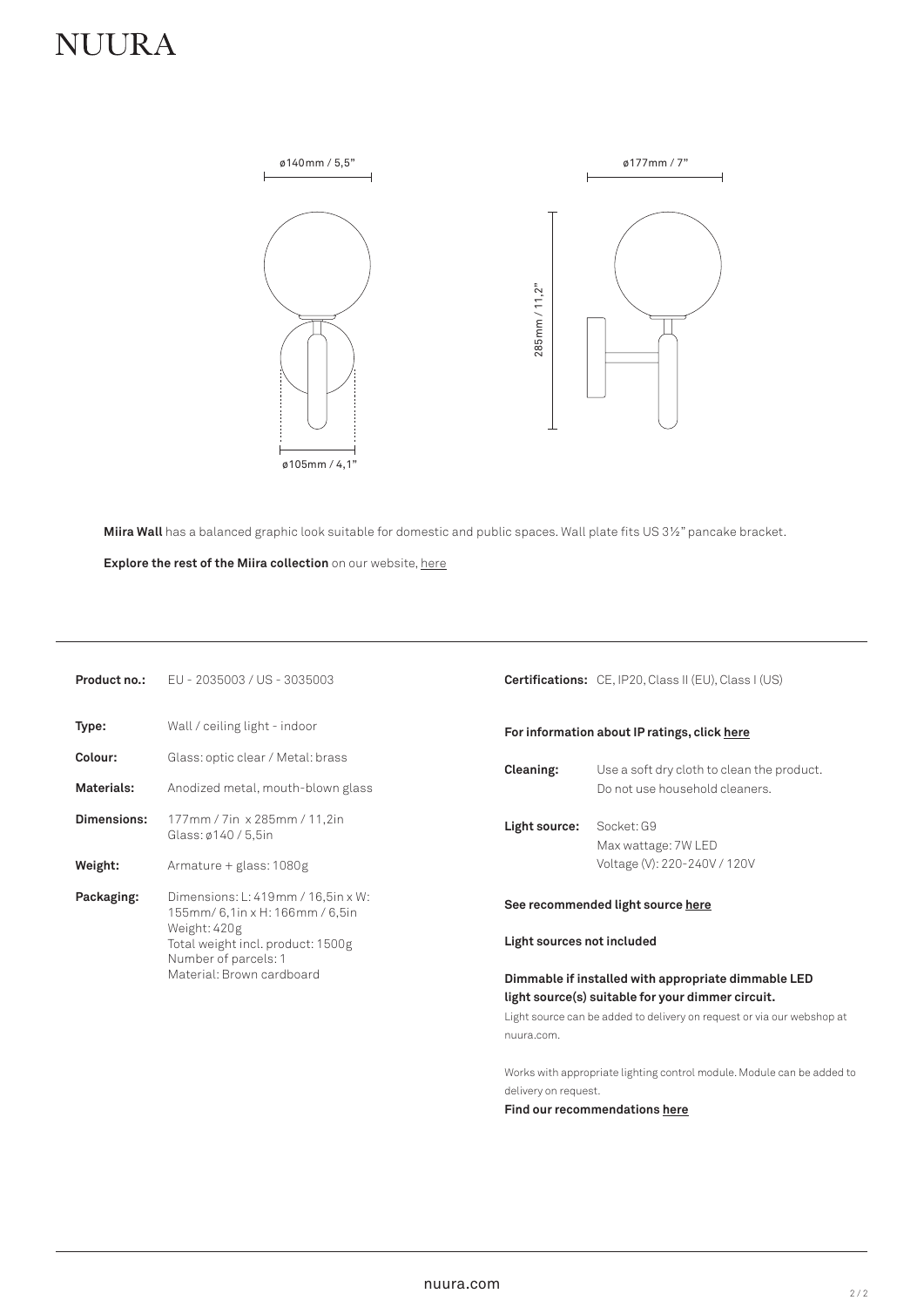ø140mm / 5,5"

ø105mm / 4,1"

ø177mm / 7"

285mm / 11,2"

**Miira Wall** has a balanced graphic look suitable for domestic and public spaces. Wall plate fits US 3½" pancake bracket.

**Explore the rest of the Miira collection** on our website, here

| | |
|---|---|
| **Product no.:** | EU - 2035003 / US - 3035003 |
| **Type:** | Wall / ceiling light - indoor |
| **Colour:** | Glass: optic clear / Metal: brass |
| **Materials:** | Anodized metal, mouth-blown glass |
| **Dimensions:** | 177mm / 7in x 285mm / 11,2in<br>Glass: ø140 / 5,5in |
| **Weight:** | Armature + glass: 1080g |
| **Packaging:** | Dimensions: L: 419mm / 16,5in x W: 155mm/ 6,1in x H: 166mm / 6,5in<br>Weight: 420g<br>Total weight incl. product: 1500g<br>Number of parcels: 1<br>Material: Brown cardboard |

**Certifications:** CE, IP20, Class II (EU), Class I (US)

**For information about IP ratings, click here**

| | |
|---|---|
| **Cleaning:** | Use a soft dry cloth to clean the product.<br>Do not use household cleaners. |
| **Light source:** | Socket: G9<br>Max wattage: 7W LED<br>Voltage (V): 220-240V / 120V |

**See recommended light source here**

**Light sources not included**

**Dimmable if installed with appropriate dimmable LED light source(s) suitable for your dimmer circuit.**

Light source can be added to delivery on request or via our webshop at nuura.com.

Works with appropriate lighting control module. Module can be added to delivery on request.

**Find our recommendations here**